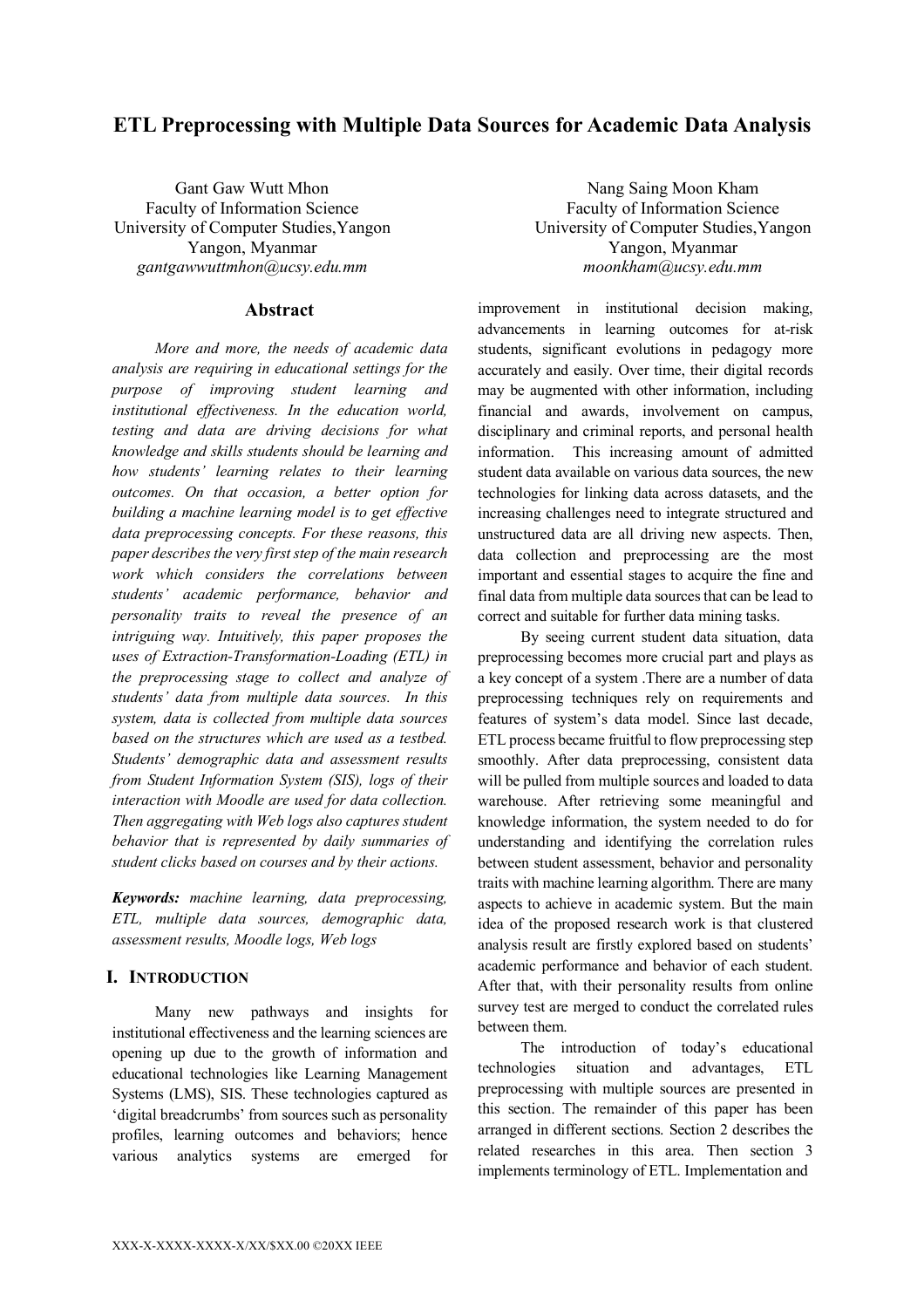# ETL Preprocessing with Multiple Data Sources for Academic Data Analysis

Gant Gaw Wutt Mhon
Faculty of Information Science
University of Computer Studies,Yangon
Yangon, Myanmar
*gantgawwuttmhon@ucsy.edu.mm*

Nang Saing Moon Kham
Faculty of Information Science
University of Computer Studies,Yangon
Yangon, Myanmar
*moonkham@ucsy.edu.mm*

## Abstract

*More and more, the needs of academic data analysis are requiring in educational settings for the purpose of improving student learning and institutional effectiveness. In the education world, testing and data are driving decisions for what knowledge and skills students should be learning and how students' learning relates to their learning outcomes. On that occasion, a better option for building a machine learning model is to get effective data preprocessing concepts. For these reasons, this paper describes the very first step of the main research work which considers the correlations between students' academic performance, behavior and personality traits to reveal the presence of an intriguing way. Intuitively, this paper proposes the uses of Extraction-Transformation-Loading (ETL) in the preprocessing stage to collect and analyze of students' data from multiple data sources. In this system, data is collected from multiple data sources based on the structures which are used as a testbed. Students' demographic data and assessment results from Student Information System (SIS), logs of their interaction with Moodle are used for data collection. Then aggregating with Web logs also captures student behavior that is represented by daily summaries of student clicks based on courses and by their actions.*

***Keywords:*** *machine learning, data preprocessing, ETL, multiple data sources, demographic data, assessment results, Moodle logs, Web logs*

## I. Introduction

Many new pathways and insights for institutional effectiveness and the learning sciences are opening up due to the growth of information and educational technologies like Learning Management Systems (LMS), SIS. These technologies captured as 'digital breadcrumbs' from sources such as personality profiles, learning outcomes and behaviors; hence various analytics systems are emerged for improvement in institutional decision making, advancements in learning outcomes for at-risk students, significant evolutions in pedagogy more accurately and easily. Over time, their digital records may be augmented with other information, including financial and awards, involvement on campus, disciplinary and criminal reports, and personal health information. This increasing amount of admitted student data available on various data sources, the new technologies for linking data across datasets, and the increasing challenges need to integrate structured and unstructured data are all driving new aspects. Then, data collection and preprocessing are the most important and essential stages to acquire the fine and final data from multiple data sources that can be lead to correct and suitable for further data mining tasks.

By seeing current student data situation, data preprocessing becomes more crucial part and plays as a key concept of a system .There are a number of data preprocessing techniques rely on requirements and features of system's data model. Since last decade, ETL process became fruitful to flow preprocessing step smoothly. After data preprocessing, consistent data will be pulled from multiple sources and loaded to data warehouse. After retrieving some meaningful and knowledge information, the system needed to do for understanding and identifying the correlation rules between student assessment, behavior and personality traits with machine learning algorithm. There are many aspects to achieve in academic system. But the main idea of the proposed research work is that clustered analysis result are firstly explored based on students' academic performance and behavior of each student. After that, with their personality results from online survey test are merged to conduct the correlated rules between them.

The introduction of today's educational technologies situation and advantages, ETL preprocessing with multiple sources are presented in this section. The remainder of this paper has been arranged in different sections. Section 2 describes the related researches in this area. Then section 3 implements terminology of ETL. Implementation and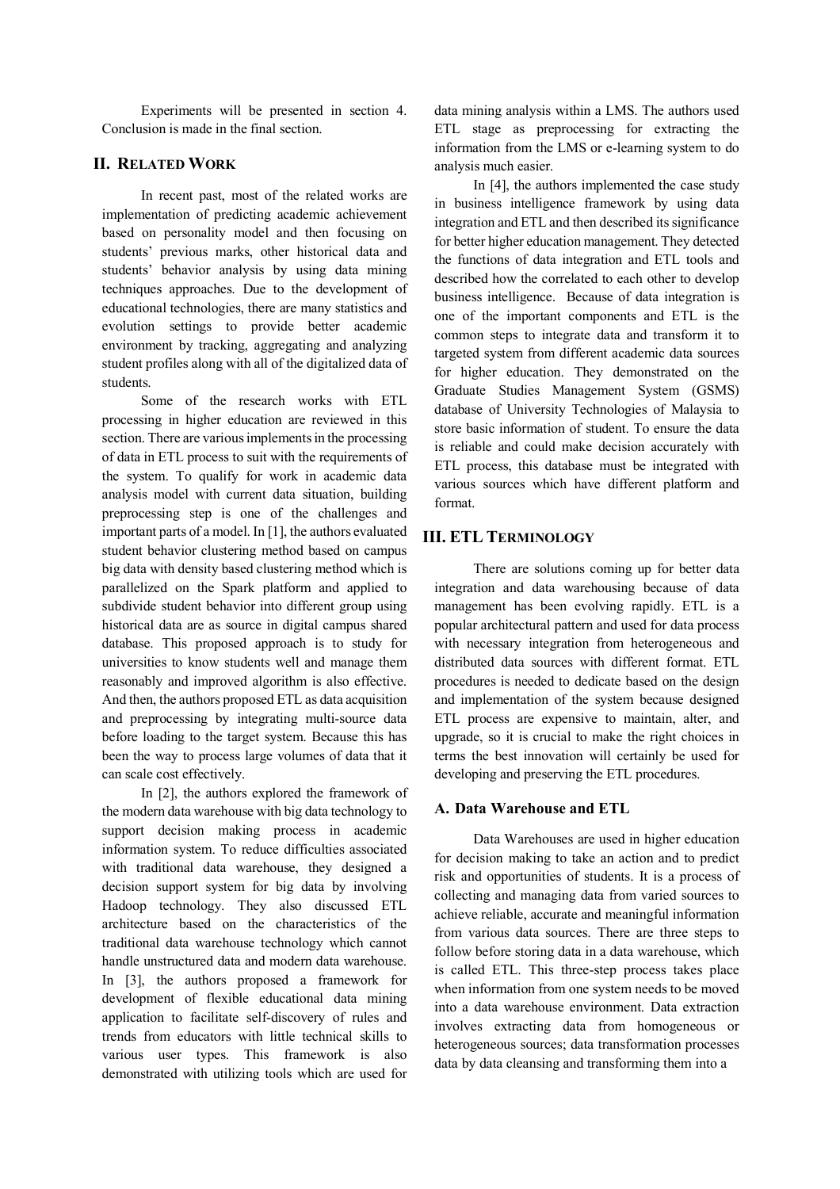Experiments will be presented in section 4. Conclusion is made in the final section.

## II. Related Work

In recent past, most of the related works are implementation of predicting academic achievement based on personality model and then focusing on students' previous marks, other historical data and students' behavior analysis by using data mining techniques approaches. Due to the development of educational technologies, there are many statistics and evolution settings to provide better academic environment by tracking, aggregating and analyzing student profiles along with all of the digitalized data of students.

Some of the research works with ETL processing in higher education are reviewed in this section. There are various implements in the processing of data in ETL process to suit with the requirements of the system. To qualify for work in academic data analysis model with current data situation, building preprocessing step is one of the challenges and important parts of a model. In [1], the authors evaluated student behavior clustering method based on campus big data with density based clustering method which is parallelized on the Spark platform and applied to subdivide student behavior into different group using historical data are as source in digital campus shared database. This proposed approach is to study for universities to know students well and manage them reasonably and improved algorithm is also effective. And then, the authors proposed ETL as data acquisition and preprocessing by integrating multi-source data before loading to the target system. Because this has been the way to process large volumes of data that it can scale cost effectively.

In [2], the authors explored the framework of the modern data warehouse with big data technology to support decision making process in academic information system. To reduce difficulties associated with traditional data warehouse, they designed a decision support system for big data by involving Hadoop technology. They also discussed ETL architecture based on the characteristics of the traditional data warehouse technology which cannot handle unstructured data and modern data warehouse. In [3], the authors proposed a framework for development of flexible educational data mining application to facilitate self-discovery of rules and trends from educators with little technical skills to various user types. This framework is also demonstrated with utilizing tools which are used for data mining analysis within a LMS. The authors used ETL stage as preprocessing for extracting the information from the LMS or e-learning system to do analysis much easier.

In [4], the authors implemented the case study in business intelligence framework by using data integration and ETL and then described its significance for better higher education management. They detected the functions of data integration and ETL tools and described how the correlated to each other to develop business intelligence. Because of data integration is one of the important components and ETL is the common steps to integrate data and transform it to targeted system from different academic data sources for higher education. They demonstrated on the Graduate Studies Management System (GSMS) database of University Technologies of Malaysia to store basic information of student. To ensure the data is reliable and could make decision accurately with ETL process, this database must be integrated with various sources which have different platform and format.

## III. ETL Terminology

There are solutions coming up for better data integration and data warehousing because of data management has been evolving rapidly. ETL is a popular architectural pattern and used for data process with necessary integration from heterogeneous and distributed data sources with different format. ETL procedures is needed to dedicate based on the design and implementation of the system because designed ETL process are expensive to maintain, alter, and upgrade, so it is crucial to make the right choices in terms the best innovation will certainly be used for developing and preserving the ETL procedures.

### A. Data Warehouse and ETL

Data Warehouses are used in higher education for decision making to take an action and to predict risk and opportunities of students. It is a process of collecting and managing data from varied sources to achieve reliable, accurate and meaningful information from various data sources. There are three steps to follow before storing data in a data warehouse, which is called ETL. This three-step process takes place when information from one system needs to be moved into a data warehouse environment. Data extraction involves extracting data from homogeneous or heterogeneous sources; data transformation processes data by data cleansing and transforming them into a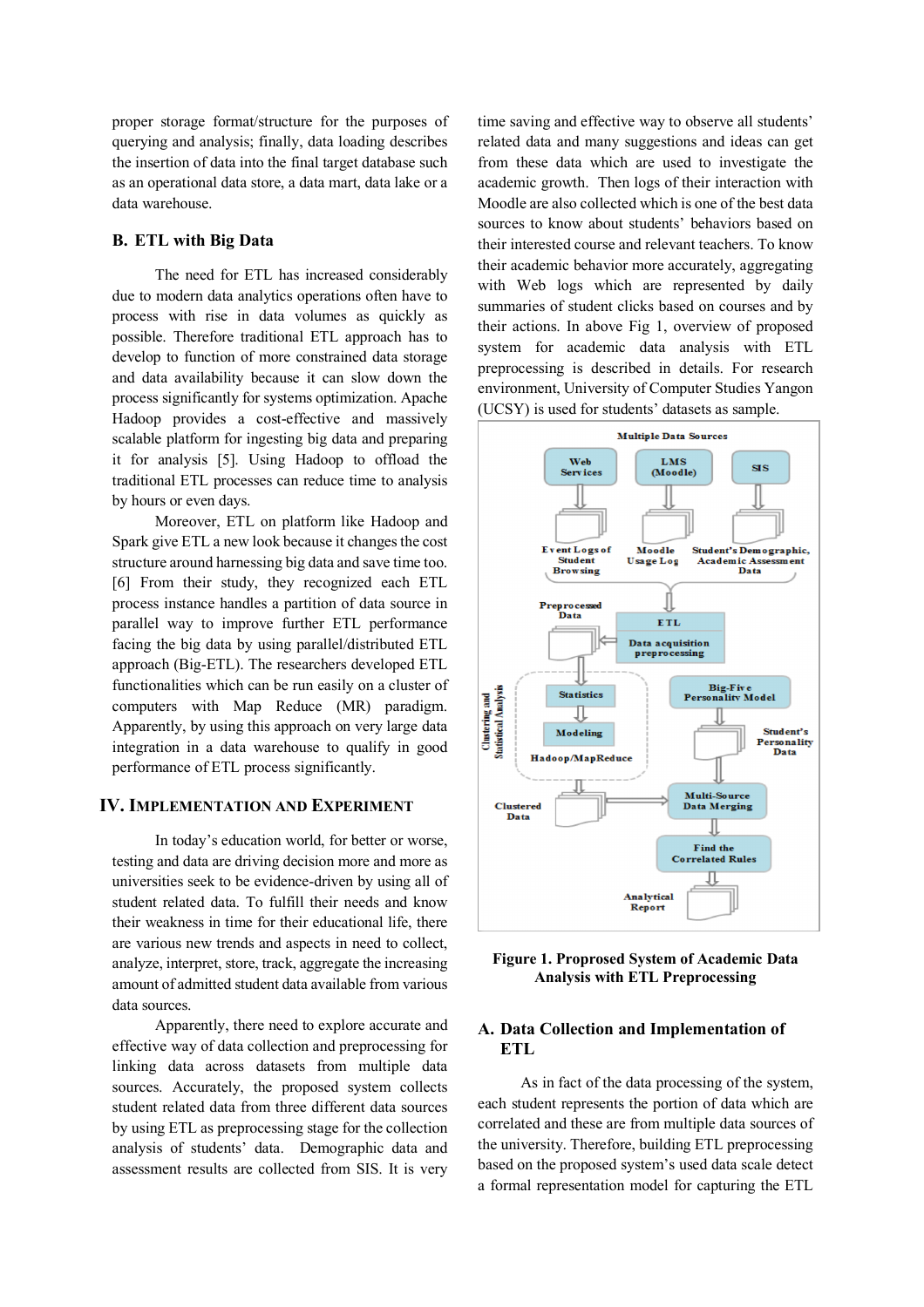proper storage format/structure for the purposes of querying and analysis; finally, data loading describes the insertion of data into the final target database such as an operational data store, a data mart, data lake or a data warehouse.

## B. ETL with Big Data

The need for ETL has increased considerably due to modern data analytics operations often have to process with rise in data volumes as quickly as possible. Therefore traditional ETL approach has to develop to function of more constrained data storage and data availability because it can slow down the process significantly for systems optimization. Apache Hadoop provides a cost-effective and massively scalable platform for ingesting big data and preparing it for analysis [5]. Using Hadoop to offload the traditional ETL processes can reduce time to analysis by hours or even days.

Moreover, ETL on platform like Hadoop and Spark give ETL a new look because it changes the cost structure around harnessing big data and save time too. [6] From their study, they recognized each ETL process instance handles a partition of data source in parallel way to improve further ETL performance facing the big data by using parallel/distributed ETL approach (Big-ETL). The researchers developed ETL functionalities which can be run easily on a cluster of computers with Map Reduce (MR) paradigm. Apparently, by using this approach on very large data integration in a data warehouse to qualify in good performance of ETL process significantly.

# IV. IMPLEMENTATION AND EXPERIMENT

In today's education world, for better or worse, testing and data are driving decision more and more as universities seek to be evidence-driven by using all of student related data. To fulfill their needs and know their weakness in time for their educational life, there are various new trends and aspects in need to collect, analyze, interpret, store, track, aggregate the increasing amount of admitted student data available from various data sources.

Apparently, there need to explore accurate and effective way of data collection and preprocessing for linking data across datasets from multiple data sources. Accurately, the proposed system collects student related data from three different data sources by using ETL as preprocessing stage for the collection analysis of students' data. Demographic data and assessment results are collected from SIS. It is very time saving and effective way to observe all students' related data and many suggestions and ideas can get from these data which are used to investigate the academic growth. Then logs of their interaction with Moodle are also collected which is one of the best data sources to know about students' behaviors based on their interested course and relevant teachers. To know their academic behavior more accurately, aggregating with Web logs which are represented by daily summaries of student clicks based on courses and by their actions. In above Fig 1, overview of proposed system for academic data analysis with ETL preprocessing is described in details. For research environment, University of Computer Studies Yangon (UCSY) is used for students' datasets as sample.

**Figure 1. Proprosed System of Academic Data Analysis with ETL Preprocessing**

## A. Data Collection and Implementation of ETL

As in fact of the data processing of the system, each student represents the portion of data which are correlated and these are from multiple data sources of the university. Therefore, building ETL preprocessing based on the proposed system's used data scale detect a formal representation model for capturing the ETL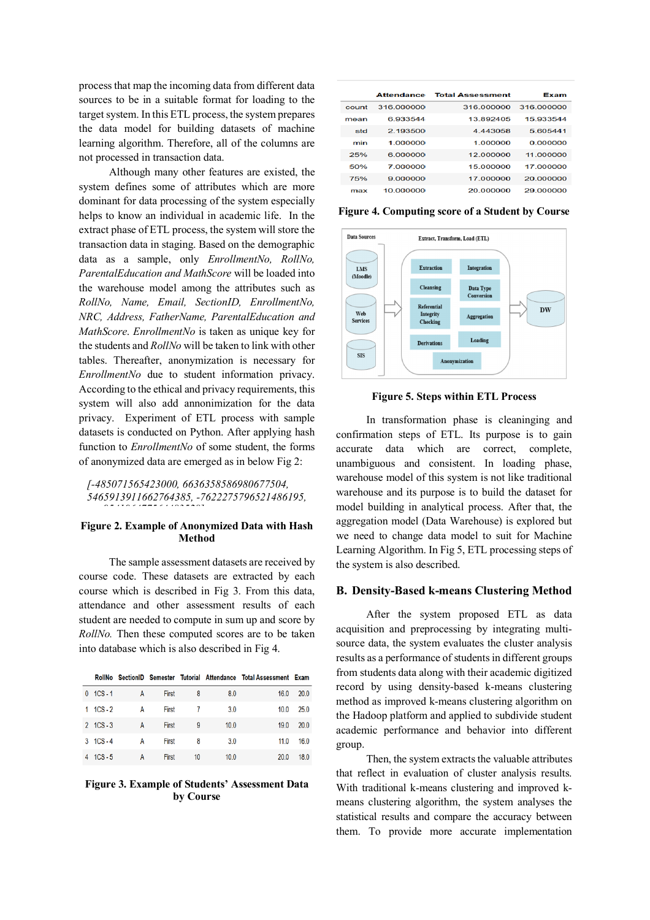process that map the incoming data from different data sources to be in a suitable format for loading to the target system. In this ETL process, the system prepares the data model for building datasets of machine learning algorithm. Therefore, all of the columns are not processed in transaction data.

Although many other features are existed, the system defines some of attributes which are more dominant for data processing of the system especially helps to know an individual in academic life. In the extract phase of ETL process, the system will store the transaction data in staging. Based on the demographic data as a sample, only *EnrollmentNo, RollNo, ParentalEducation and MathScore* will be loaded into the warehouse model among the attributes such as *RollNo, Name, Email, SectionID, EnrollmentNo, NRC, Address, FatherName, ParentalEducation and MathScore*. *EnrollmentNo* is taken as unique key for the students and *RollNo* will be taken to link with other tables. Thereafter, anonymization is necessary for *EnrollmentNo* due to student information privacy. According to the ethical and privacy requirements, this system will also add annonimization for the data privacy. Experiment of ETL process with sample datasets is conducted on Python. After applying hash function to *EnrollmentNo* of some student, the forms of anonymized data are emerged as in below Fig 2:

*[-485071565423000, 6636358586980677504, 5465913911662764385, -7622275796521486195,*

**Figure 2. Example of Anonymized Data with Hash Method**

The sample assessment datasets are received by course code. These datasets are extracted by each course which is described in Fig 3. From this data, attendance and other assessment results of each student are needed to compute in sum up and score by *RollNo.* Then these computed scores are to be taken into database which is also described in Fig 4.

| | RollNo | SectionID | Semester | Tutorial | Attendance | Total Assessment | Exam |
|---|---|---|---|---|---|---|---|
| 0 | 1CS - 1 | A | First | 8 | 8.0 | 16.0 | 20.0 |
| 1 | 1CS - 2 | A | First | 7 | 3.0 | 10.0 | 25.0 |
| 2 | 1CS - 3 | A | First | 9 | 10.0 | 19.0 | 20.0 |
| 3 | 1CS - 4 | A | First | 8 | 3.0 | 11.0 | 16.0 |
| 4 | 1CS - 5 | A | First | 10 | 10.0 | 20.0 | 18.0 |

**Figure 3. Example of Students' Assessment Data by Course**

| | Attendance | Total Assessment | Exam |
|---|---|---|---|
| count | 316.000000 | 316.000000 | 316.000000 |
| mean | 6.933544 | 13.892405 | 15.933544 |
| std | 2.193500 | 4.443058 | 5.605441 |
| min | 1.000000 | 1.000000 | 0.000000 |
| 25% | 6.000000 | 12.000000 | 11.000000 |
| 50% | 7.000000 | 15.000000 | 17.000000 |
| 75% | 9.000000 | 17.000000 | 20.000000 |
| max | 10.000000 | 20.000000 | 29.000000 |

**Figure 4. Computing score of a Student by Course**

**Figure 5. Steps within ETL Process**

In transformation phase is cleaninging and confirmation steps of ETL. Its purpose is to gain accurate data which are correct, complete, unambiguous and consistent. In loading phase, warehouse model of this system is not like traditional warehouse and its purpose is to build the dataset for model building in analytical process. After that, the aggregation model (Data Warehouse) is explored but we need to change data model to suit for Machine Learning Algorithm. In Fig 5, ETL processing steps of the system is also described.

## B. Density-Based k-means Clustering Method

After the system proposed ETL as data acquisition and preprocessing by integrating multi-source data, the system evaluates the cluster analysis results as a performance of students in different groups from students data along with their academic digitized record by using density-based k-means clustering method as improved k-means clustering algorithm on the Hadoop platform and applied to subdivide student academic performance and behavior into different group.

Then, the system extracts the valuable attributes that reflect in evaluation of cluster analysis results. With traditional k-means clustering and improved k-means clustering algorithm, the system analyses the statistical results and compare the accuracy between them. To provide more accurate implementation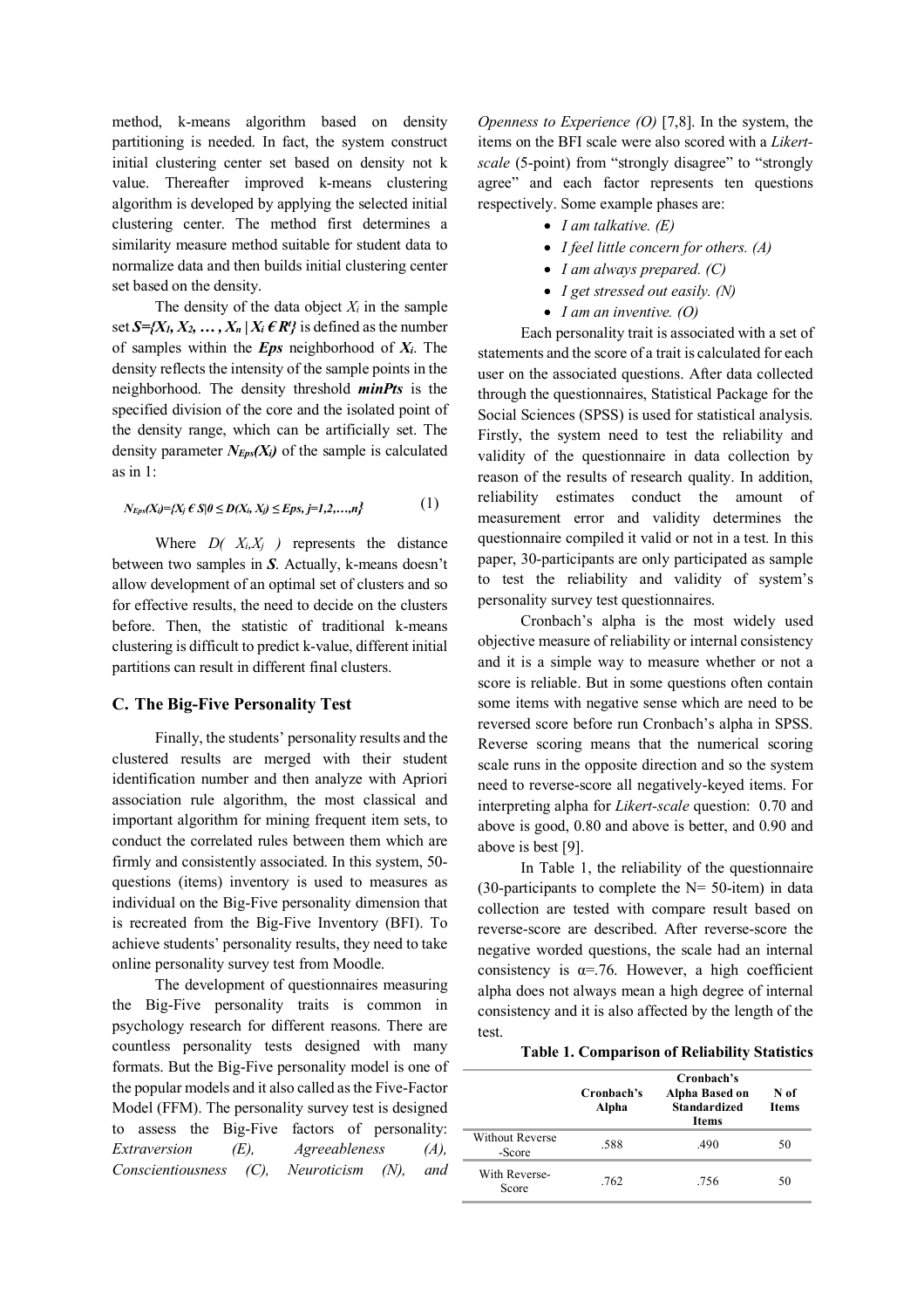method, k-means algorithm based on density partitioning is needed. In fact, the system construct initial clustering center set based on density not k value. Thereafter improved k-means clustering algorithm is developed by applying the selected initial clustering center. The method first determines a similarity measure method suitable for student data to normalize data and then builds initial clustering center set based on the density.

The density of the data object $X_i$ in the sample set $S=\{X_1, X_2, \ldots, X_n \mid X_i \in R^t\}$ is defined as the number of samples within the ***Eps*** neighborhood of $X_i$. The density reflects the intensity of the sample points in the neighborhood. The density threshold ***minPts*** is the specified division of the core and the isolated point of the density range, which can be artificially set. The density parameter $N_{Eps}(X_i)$ of the sample is calculated as in 1:

$$N_{Eps}(X_i)=\{X_j \in S \mid 0 \leq D(X_i, X_j) \leq Eps, j=1,2,\ldots,n\} \tag{1}$$

Where $D(X_i, X_j)$ represents the distance between two samples in $S$. Actually, k-means doesn't allow development of an optimal set of clusters and so for effective results, the need to decide on the clusters before. Then, the statistic of traditional k-means clustering is difficult to predict k-value, different initial partitions can result in different final clusters.

### C. The Big-Five Personality Test

Finally, the students' personality results and the clustered results are merged with their student identification number and then analyze with Apriori association rule algorithm, the most classical and important algorithm for mining frequent item sets, to conduct the correlated rules between them which are firmly and consistently associated. In this system, 50-questions (items) inventory is used to measures as individual on the Big-Five personality dimension that is recreated from the Big-Five Inventory (BFI). To achieve students' personality results, they need to take online personality survey test from Moodle.

The development of questionnaires measuring the Big-Five personality traits is common in psychology research for different reasons. There are countless personality tests designed with many formats. But the Big-Five personality model is one of the popular models and it also called as the Five-Factor Model (FFM). The personality survey test is designed to assess the Big-Five factors of personality: *Extraversion (E), Agreeableness (A), Conscientiousness (C), Neuroticism (N), and Openness to Experience (O)* [7,8]. In the system, the items on the BFI scale were also scored with a *Likert-scale* (5-point) from "strongly disagree" to "strongly agree" and each factor represents ten questions respectively. Some example phases are:

- *I am talkative. (E)*
- *I feel little concern for others. (A)*
- *I am always prepared. (C)*
- *I get stressed out easily. (N)*
- *I am an inventive. (O)*

Each personality trait is associated with a set of statements and the score of a trait is calculated for each user on the associated questions. After data collected through the questionnaires, Statistical Package for the Social Sciences (SPSS) is used for statistical analysis. Firstly, the system need to test the reliability and validity of the questionnaire in data collection by reason of the results of research quality. In addition, reliability estimates conduct the amount of measurement error and validity determines the questionnaire compiled it valid or not in a test. In this paper, 30-participants are only participated as sample to test the reliability and validity of system's personality survey test questionnaires.

Cronbach's alpha is the most widely used objective measure of reliability or internal consistency and it is a simple way to measure whether or not a score is reliable. But in some questions often contain some items with negative sense which are need to be reversed score before run Cronbach's alpha in SPSS. Reverse scoring means that the numerical scoring scale runs in the opposite direction and so the system need to reverse-score all negatively-keyed items. For interpreting alpha for *Likert-scale* question: 0.70 and above is good, 0.80 and above is better, and 0.90 and above is best [9].

In Table 1, the reliability of the questionnaire (30-participants to complete the N= 50-item) in data collection are tested with compare result based on reverse-score are described. After reverse-score the negative worded questions, the scale had an internal consistency is α=.76. However, a high coefficient alpha does not always mean a high degree of internal consistency and it is also affected by the length of the test.

**Table 1. Comparison of Reliability Statistics**

| | Cronbach's Alpha | Cronbach's Alpha Based on Standardized Items | N of Items |
|---|---|---|---|
| Without Reverse -Score | .588 | .490 | 50 |
| With Reverse-Score | .762 | .756 | 50 |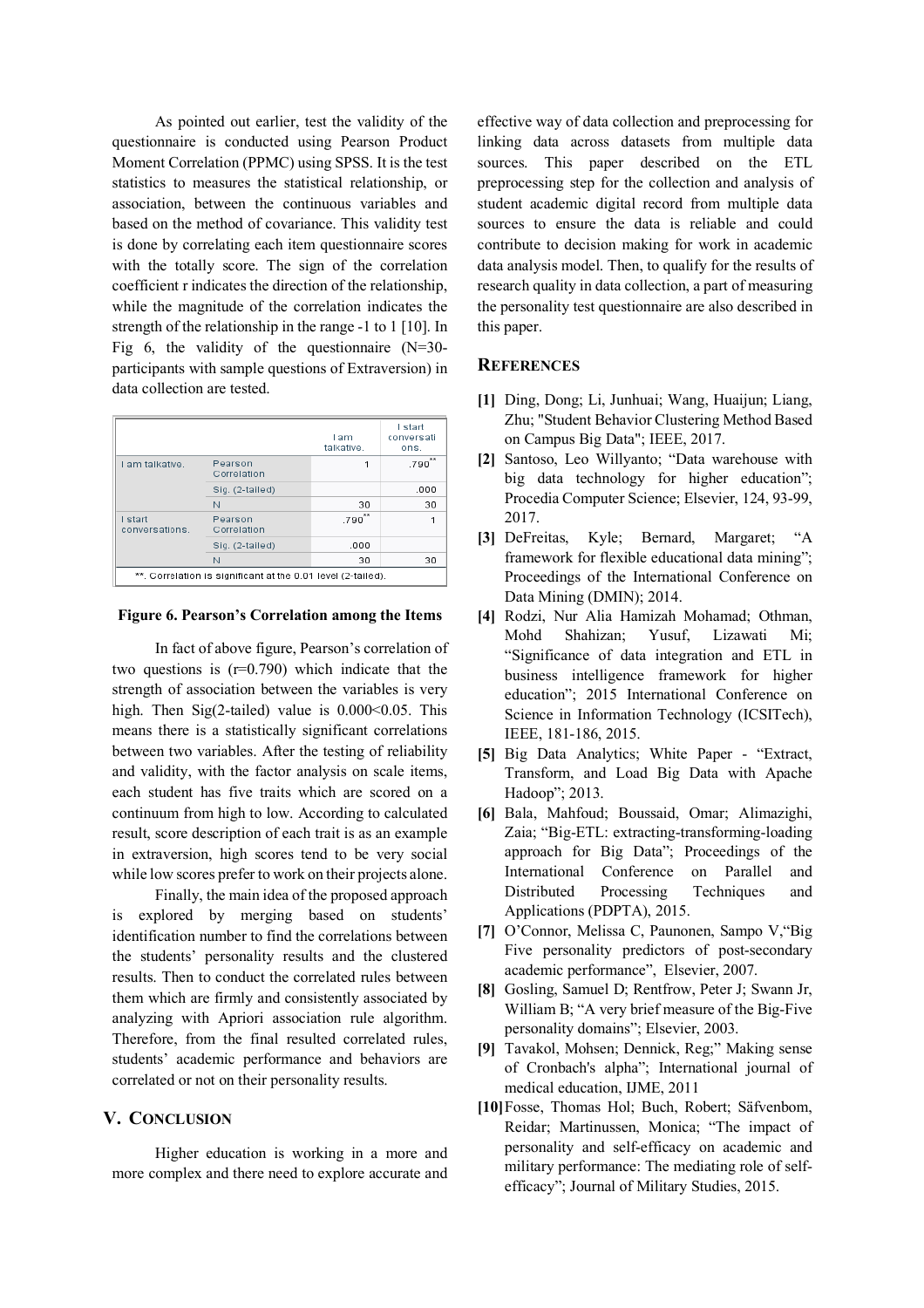As pointed out earlier, test the validity of the questionnaire is conducted using Pearson Product Moment Correlation (PPMC) using SPSS. It is the test statistics to measures the statistical relationship, or association, between the continuous variables and based on the method of covariance. This validity test is done by correlating each item questionnaire scores with the totally score. The sign of the correlation coefficient r indicates the direction of the relationship, while the magnitude of the correlation indicates the strength of the relationship in the range -1 to 1 [10]. In Fig 6, the validity of the questionnaire (N=30-participants with sample questions of Extraversion) in data collection are tested.

| | | I am talkative. | I start conversations. |
|---|---|---|---|
| I am talkative. | Pearson Correlation | 1 | .790** |
| | Sig. (2-tailed) | | .000 |
| | N | 30 | 30 |
| I start conversations. | Pearson Correlation | .790** | 1 |
| | Sig. (2-tailed) | .000 | |
| | N | 30 | 30 |

**. Correlation is significant at the 0.01 level (2-tailed).

**Figure 6. Pearson's Correlation among the Items**

In fact of above figure, Pearson's correlation of two questions is (r=0.790) which indicate that the strength of association between the variables is very high. Then Sig(2-tailed) value is 0.000<0.05. This means there is a statistically significant correlations between two variables. After the testing of reliability and validity, with the factor analysis on scale items, each student has five traits which are scored on a continuum from high to low. According to calculated result, score description of each trait is as an example in extraversion, high scores tend to be very social while low scores prefer to work on their projects alone.

Finally, the main idea of the proposed approach is explored by merging based on students' identification number to find the correlations between the students' personality results and the clustered results. Then to conduct the correlated rules between them which are firmly and consistently associated by analyzing with Apriori association rule algorithm. Therefore, from the final resulted correlated rules, students' academic performance and behaviors are correlated or not on their personality results.

## V. Conclusion

Higher education is working in a more and more complex and there need to explore accurate and effective way of data collection and preprocessing for linking data across datasets from multiple data sources. This paper described on the ETL preprocessing step for the collection and analysis of student academic digital record from multiple data sources to ensure the data is reliable and could contribute to decision making for work in academic data analysis model. Then, to qualify for the results of research quality in data collection, a part of measuring the personality test questionnaire are also described in this paper.

## References

**[1]** Ding, Dong; Li, Junhuai; Wang, Huaijun; Liang, Zhu; "Student Behavior Clustering Method Based on Campus Big Data"; IEEE, 2017.

**[2]** Santoso, Leo Willyanto; "Data warehouse with big data technology for higher education"; Procedia Computer Science; Elsevier, 124, 93-99, 2017.

**[3]** DeFreitas, Kyle; Bernard, Margaret; "A framework for flexible educational data mining"; Proceedings of the International Conference on Data Mining (DMIN); 2014.

**[4]** Rodzi, Nur Alia Hamizah Mohamad; Othman, Mohd Shahizan; Yusuf, Lizawati Mi; "Significance of data integration and ETL in business intelligence framework for higher education"; 2015 International Conference on Science in Information Technology (ICSITech), IEEE, 181-186, 2015.

**[5]** Big Data Analytics; White Paper - "Extract, Transform, and Load Big Data with Apache Hadoop"; 2013.

**[6]** Bala, Mahfoud; Boussaid, Omar; Alimazighi, Zaia; "Big-ETL: extracting-transforming-loading approach for Big Data"; Proceedings of the International Conference on Parallel and Distributed Processing Techniques and Applications (PDPTA), 2015.

**[7]** O'Connor, Melissa C, Paunonen, Sampo V,"Big Five personality predictors of post-secondary academic performance", Elsevier, 2007.

**[8]** Gosling, Samuel D; Rentfrow, Peter J; Swann Jr, William B; "A very brief measure of the Big-Five personality domains"; Elsevier, 2003.

**[9]** Tavakol, Mohsen; Dennick, Reg;" Making sense of Cronbach's alpha"; International journal of medical education, IJME, 2011

**[10]** Fosse, Thomas Hol; Buch, Robert; Säfvenbom, Reidar; Martinussen, Monica; "The impact of personality and self-efficacy on academic and military performance: The mediating role of self-efficacy"; Journal of Military Studies, 2015.